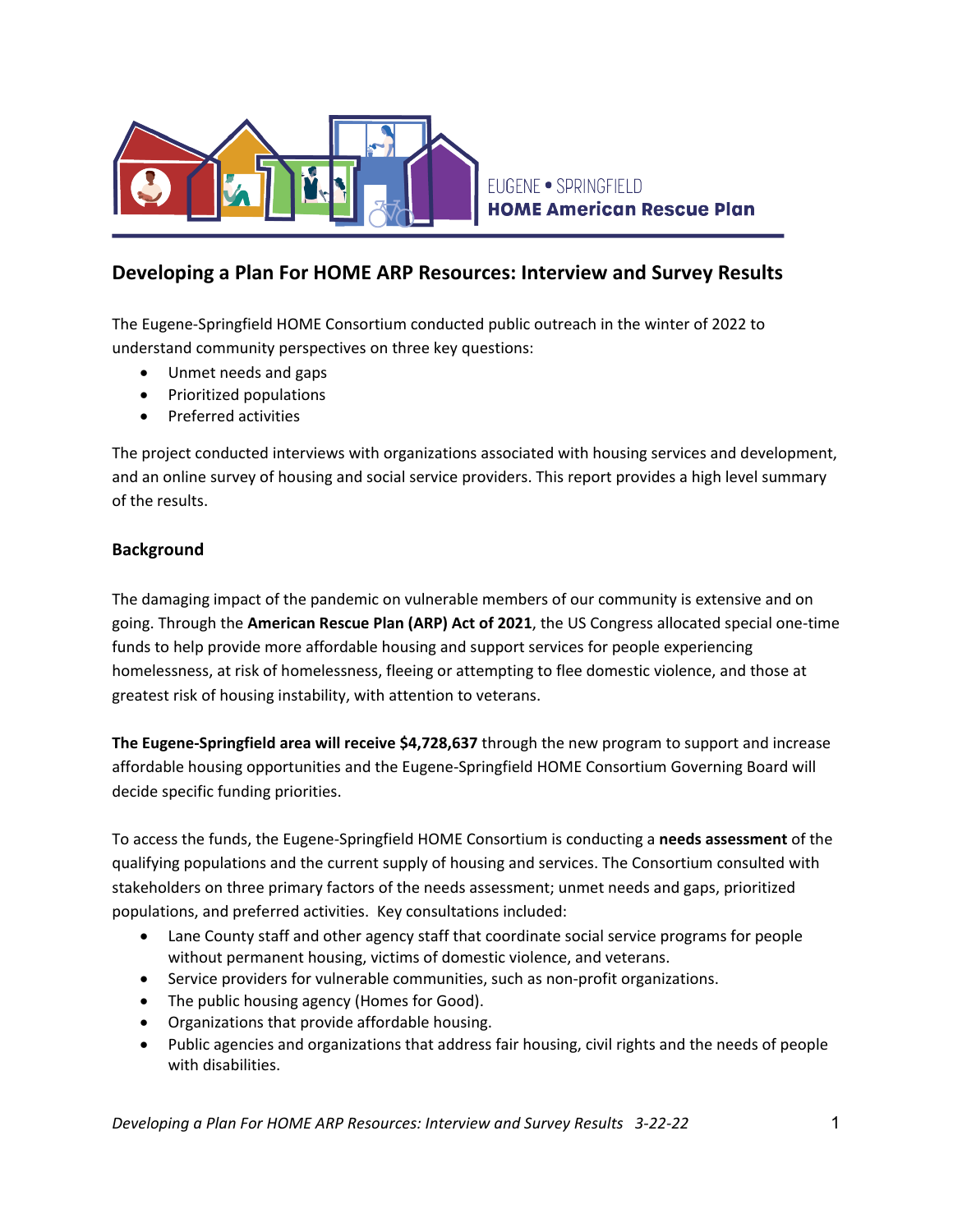EUGENE • SPRINGFIELD
**HOME American Rescue Plan**

## Developing a Plan For HOME ARP Resources: Interview and Survey Results

The Eugene-Springfield HOME Consortium conducted public outreach in the winter of 2022 to understand community perspectives on three key questions:

- Unmet needs and gaps
- Prioritized populations
- Preferred activities

The project conducted interviews with organizations associated with housing services and development, and an online survey of housing and social service providers. This report provides a high level summary of the results.

### Background

The damaging impact of the pandemic on vulnerable members of our community is extensive and on going. Through the **American Rescue Plan (ARP) Act of 2021**, the US Congress allocated special one-time funds to help provide more affordable housing and support services for people experiencing homelessness, at risk of homelessness, fleeing or attempting to flee domestic violence, and those at greatest risk of housing instability, with attention to veterans.

**The Eugene-Springfield area will receive $4,728,637** through the new program to support and increase affordable housing opportunities and the Eugene-Springfield HOME Consortium Governing Board will decide specific funding priorities.

To access the funds, the Eugene-Springfield HOME Consortium is conducting a **needs assessment** of the qualifying populations and the current supply of housing and services. The Consortium consulted with stakeholders on three primary factors of the needs assessment; unmet needs and gaps, prioritized populations, and preferred activities. Key consultations included:

- Lane County staff and other agency staff that coordinate social service programs for people without permanent housing, victims of domestic violence, and veterans.
- Service providers for vulnerable communities, such as non-profit organizations.
- The public housing agency (Homes for Good).
- Organizations that provide affordable housing.
- Public agencies and organizations that address fair housing, civil rights and the needs of people with disabilities.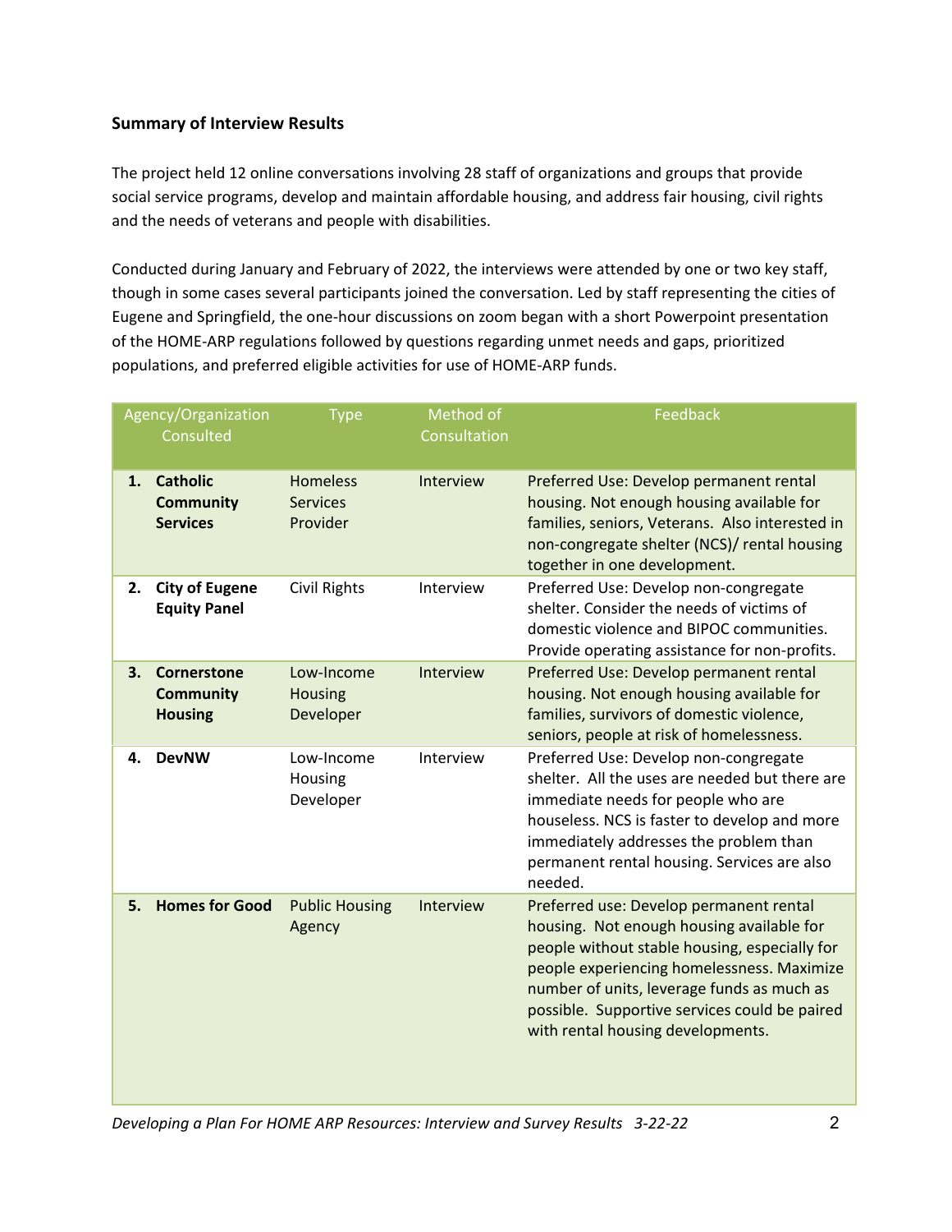**Summary of Interview Results**

The project held 12 online conversations involving 28 staff of organizations and groups that provide social service programs, develop and maintain affordable housing, and address fair housing, civil rights and the needs of veterans and people with disabilities.

Conducted during January and February of 2022, the interviews were attended by one or two key staff, though in some cases several participants joined the conversation. Led by staff representing the cities of Eugene and Springfield, the one-hour discussions on zoom began with a short Powerpoint presentation of the HOME-ARP regulations followed by questions regarding unmet needs and gaps, prioritized populations, and preferred eligible activities for use of HOME-ARP funds.

| Agency/Organization Consulted | Type | Method of Consultation | Feedback |
|---|---|---|---|
| 1. **Catholic Community Services** | Homeless Services Provider | Interview | Preferred Use: Develop permanent rental housing. Not enough housing available for families, seniors, Veterans. Also interested in non-congregate shelter (NCS)/ rental housing together in one development. |
| 2. **City of Eugene Equity Panel** | Civil Rights | Interview | Preferred Use: Develop non-congregate shelter. Consider the needs of victims of domestic violence and BIPOC communities. Provide operating assistance for non-profits. |
| 3. **Cornerstone Community Housing** | Low-Income Housing Developer | Interview | Preferred Use: Develop permanent rental housing. Not enough housing available for families, survivors of domestic violence, seniors, people at risk of homelessness. |
| 4. **DevNW** | Low-Income Housing Developer | Interview | Preferred Use: Develop non-congregate shelter. All the uses are needed but there are immediate needs for people who are houseless. NCS is faster to develop and more immediately addresses the problem than permanent rental housing. Services are also needed. |
| 5. **Homes for Good** | Public Housing Agency | Interview | Preferred use: Develop permanent rental housing. Not enough housing available for people without stable housing, especially for people experiencing homelessness. Maximize number of units, leverage funds as much as possible. Supportive services could be paired with rental housing developments. |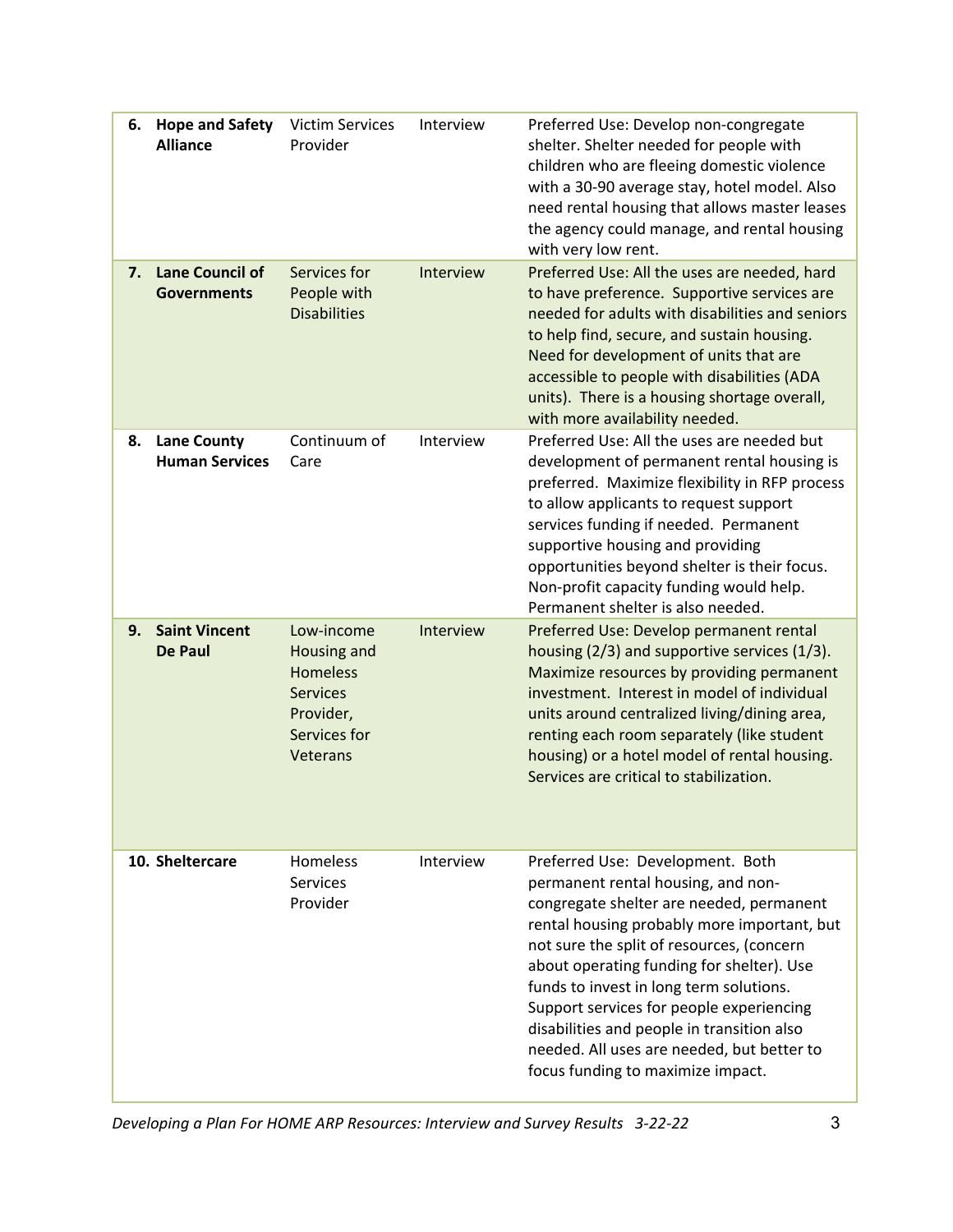| | | | |
|---|---|---|---|
| 6. **Hope and Safety Alliance** | Victim Services Provider | Interview | Preferred Use: Develop non-congregate shelter. Shelter needed for people with children who are fleeing domestic violence with a 30-90 average stay, hotel model. Also need rental housing that allows master leases the agency could manage, and rental housing with very low rent. |
| 7. **Lane Council of Governments** | Services for People with Disabilities | Interview | Preferred Use: All the uses are needed, hard to have preference. Supportive services are needed for adults with disabilities and seniors to help find, secure, and sustain housing. Need for development of units that are accessible to people with disabilities (ADA units). There is a housing shortage overall, with more availability needed. |
| 8. **Lane County Human Services** | Continuum of Care | Interview | Preferred Use: All the uses are needed but development of permanent rental housing is preferred. Maximize flexibility in RFP process to allow applicants to request support services funding if needed. Permanent supportive housing and providing opportunities beyond shelter is their focus. Non-profit capacity funding would help. Permanent shelter is also needed. |
| 9. **Saint Vincent De Paul** | Low-income Housing and Homeless Services Provider, Services for Veterans | Interview | Preferred Use: Develop permanent rental housing (2/3) and supportive services (1/3). Maximize resources by providing permanent investment. Interest in model of individual units around centralized living/dining area, renting each room separately (like student housing) or a hotel model of rental housing. Services are critical to stabilization. |
| 10. **Sheltercare** | Homeless Services Provider | Interview | Preferred Use: Development. Both permanent rental housing, and non-congregate shelter are needed, permanent rental housing probably more important, but not sure the split of resources, (concern about operating funding for shelter). Use funds to invest in long term solutions. Support services for people experiencing disabilities and people in transition also needed. All uses are needed, but better to focus funding to maximize impact. |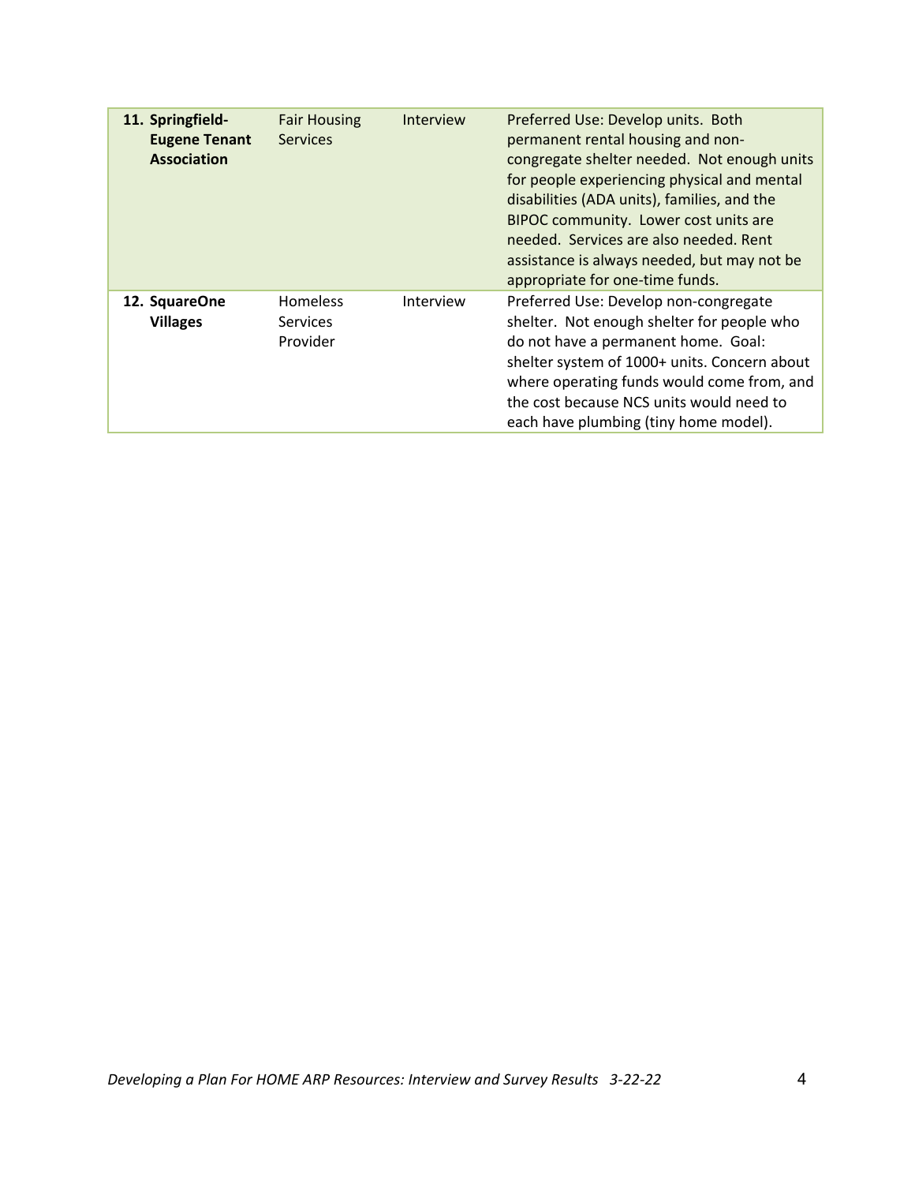| | | | |
|---|---|---|---|
| **11. Springfield-Eugene Tenant Association** | Fair Housing Services | Interview | Preferred Use: Develop units. Both permanent rental housing and non-congregate shelter needed. Not enough units for people experiencing physical and mental disabilities (ADA units), families, and the BIPOC community. Lower cost units are needed. Services are also needed. Rent assistance is always needed, but may not be appropriate for one-time funds. |
| **12. SquareOne Villages** | Homeless Services Provider | Interview | Preferred Use: Develop non-congregate shelter. Not enough shelter for people who do not have a permanent home. Goal: shelter system of 1000+ units. Concern about where operating funds would come from, and the cost because NCS units would need to each have plumbing (tiny home model). |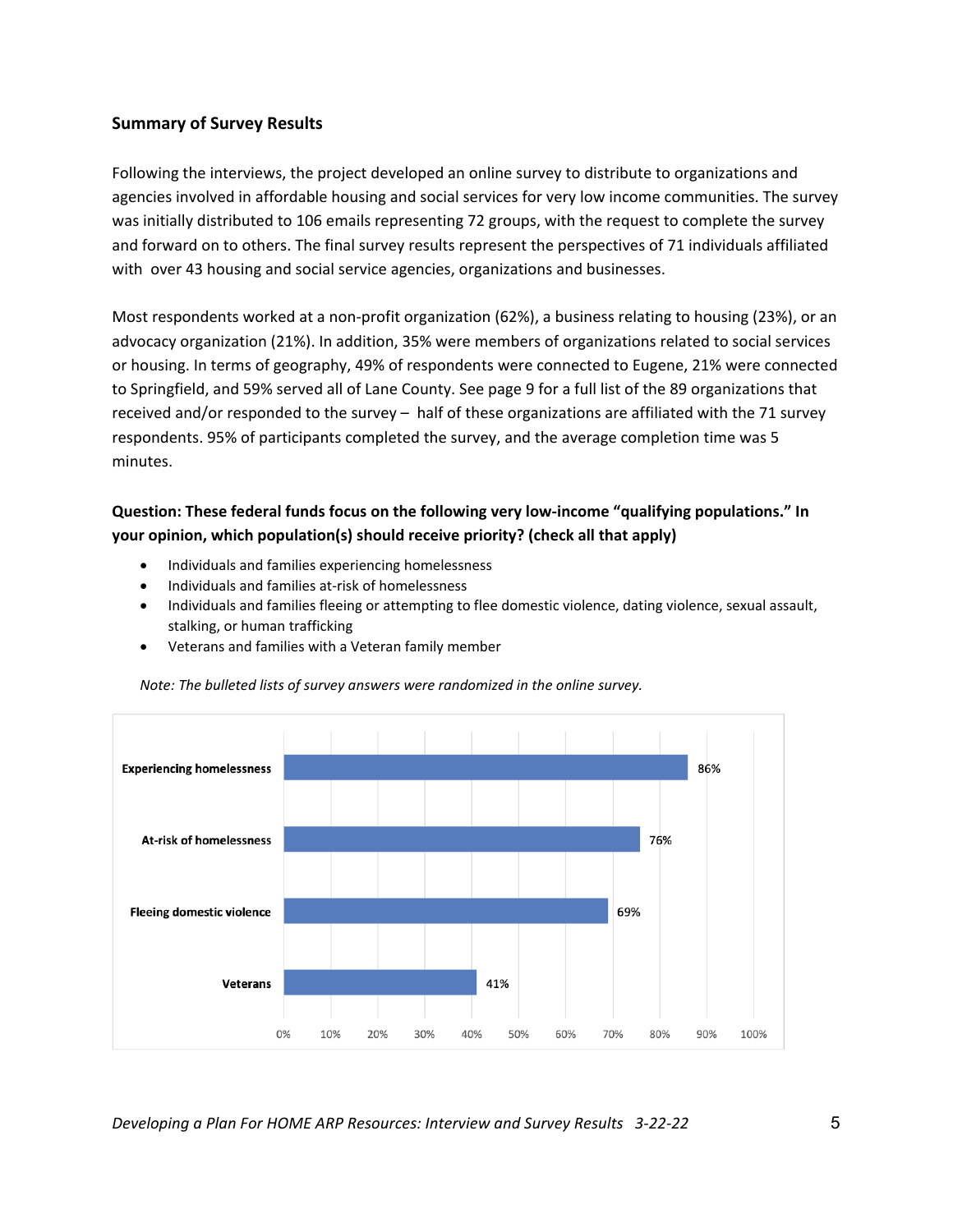**Summary of Survey Results**

Following the interviews, the project developed an online survey to distribute to organizations and agencies involved in affordable housing and social services for very low income communities. The survey was initially distributed to 106 emails representing 72 groups, with the request to complete the survey and forward on to others. The final survey results represent the perspectives of 71 individuals affiliated with over 43 housing and social service agencies, organizations and businesses.

Most respondents worked at a non-profit organization (62%), a business relating to housing (23%), or an advocacy organization (21%). In addition, 35% were members of organizations related to social services or housing. In terms of geography, 49% of respondents were connected to Eugene, 21% were connected to Springfield, and 59% served all of Lane County. See page 9 for a full list of the 89 organizations that received and/or responded to the survey – half of these organizations are affiliated with the 71 survey respondents. 95% of participants completed the survey, and the average completion time was 5 minutes.

**Question: These federal funds focus on the following very low-income "qualifying populations." In your opinion, which population(s) should receive priority? (check all that apply)**

- Individuals and families experiencing homelessness
- Individuals and families at-risk of homelessness
- Individuals and families fleeing or attempting to flee domestic violence, dating violence, sexual assault, stalking, or human trafficking
- Veterans and families with a Veteran family member

*Note: The bulleted lists of survey answers were randomized in the online survey.*

| Population | Percent |
| --- | --- |
| Experiencing homelessness | 86% |
| At-risk of homelessness | 76% |
| Fleeing domestic violence | 69% |
| Veterans | 41% |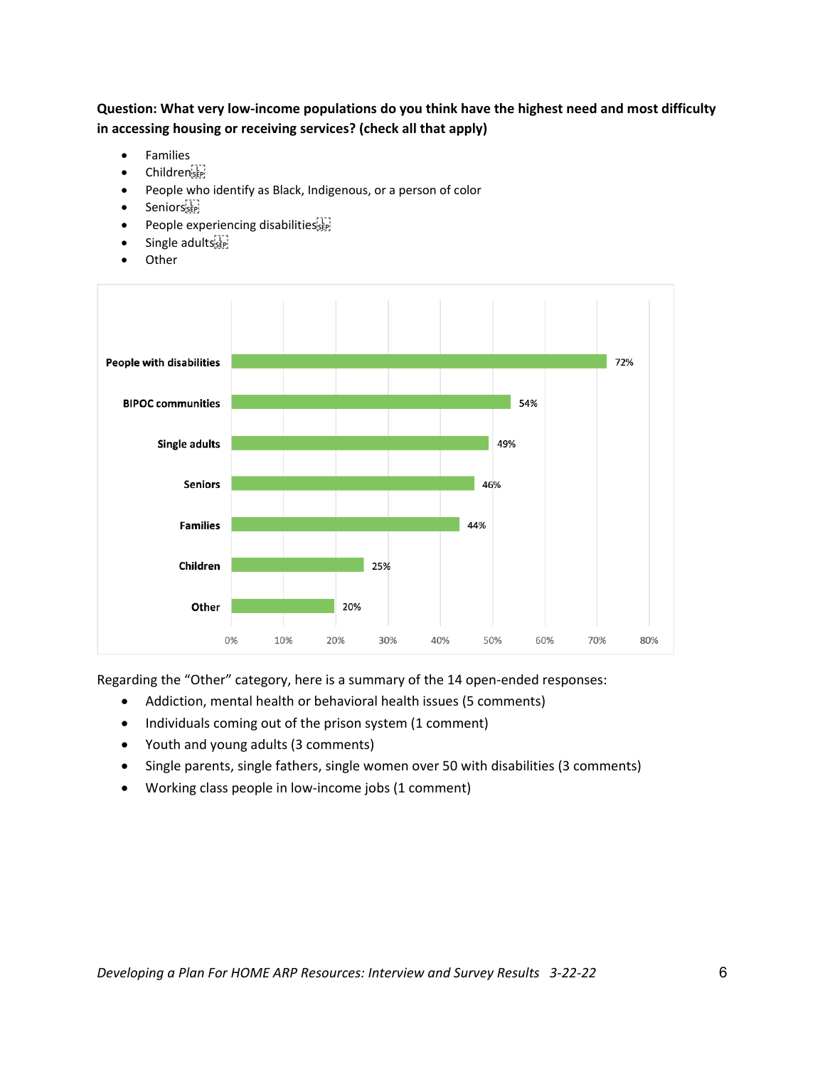**Question: What very low-income populations do you think have the highest need and most difficulty in accessing housing or receiving services? (check all that apply)**

- Families
- Children
- People who identify as Black, Indigenous, or a person of color
- Seniors
- People experiencing disabilities
- Single adults
- Other

People with disabilities
72%
BIPOC communities
54%
Single adults
49%
Seniors
46%
Families
44%
Children
25%
Other
20%
0% 10% 20% 30% 40% 50% 60% 70% 80%

Regarding the "Other" category, here is a summary of the 14 open-ended responses:

- Addiction, mental health or behavioral health issues (5 comments)
- Individuals coming out of the prison system (1 comment)
- Youth and young adults (3 comments)
- Single parents, single fathers, single women over 50 with disabilities (3 comments)
- Working class people in low-income jobs (1 comment)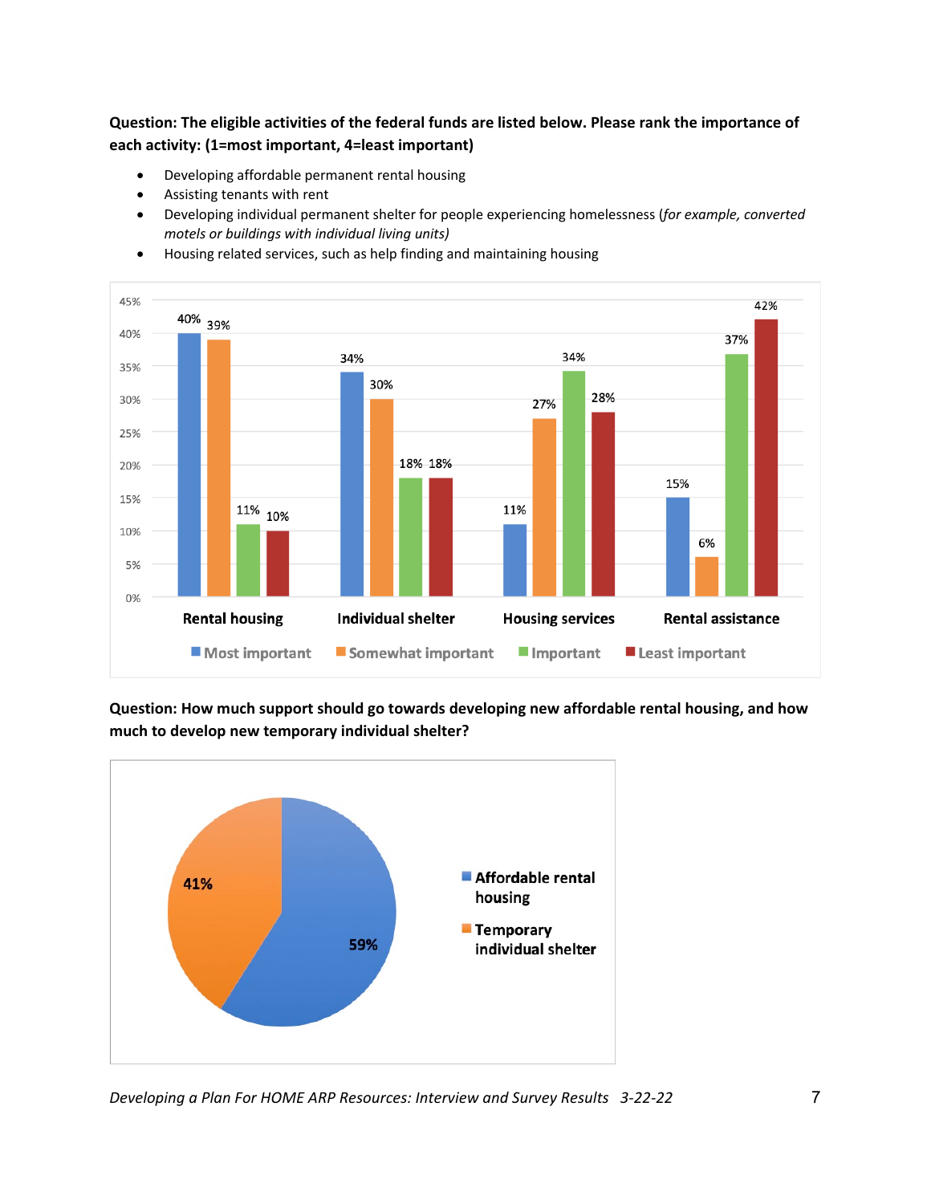**Question: The eligible activities of the federal funds are listed below. Please rank the importance of each activity: (1=most important, 4=least important)**

- Developing affordable permanent rental housing
- Assisting tenants with rent
- Developing individual permanent shelter for people experiencing homelessness (*for example, converted motels or buildings with individual living units)*
- Housing related services, such as help finding and maintaining housing

45%
40%
35%
30%
25%
20%
15%
10%
5%
0%

Rental housing: 40% 39% 11% 10%

Individual shelter: 34% 30% 18% 18%

Housing services: 11% 27% 34% 28%

Rental assistance: 15% 6% 37% 42%

Most important
Somewhat important
Important
Least important

**Question: How much support should go towards developing new affordable rental housing, and how much to develop new temporary individual shelter?**

41%
59%

Affordable rental housing
Temporary individual shelter

*Developing a Plan For HOME ARP Resources: Interview and Survey Results 3-22-22*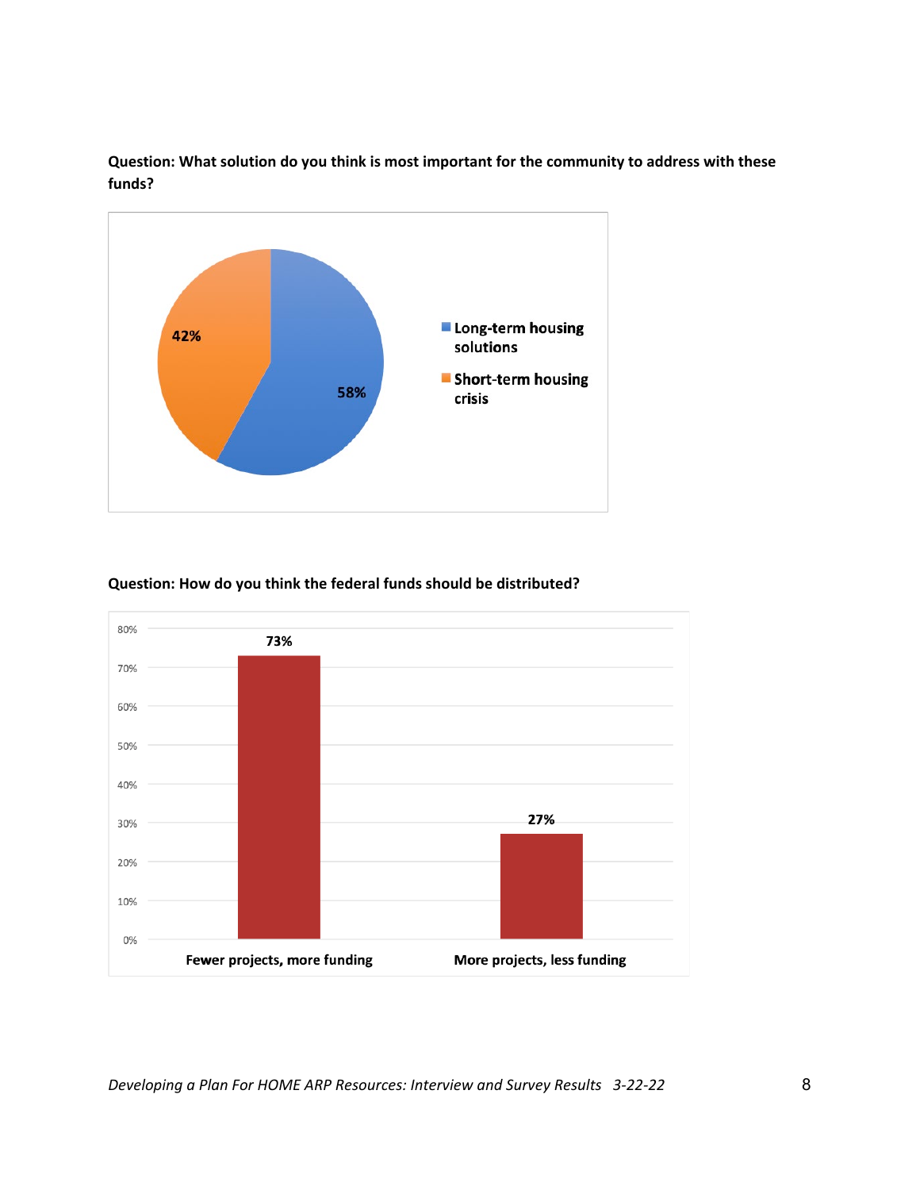**Question: What solution do you think is most important for the community to address with these funds?**

| Response | Percent |
|---|---|
| Long-term housing solutions | 58% |
| Short-term housing crisis | 42% |

**Question: How do you think the federal funds should be distributed?**

| Response | Percent |
|---|---|
| Fewer projects, more funding | 73% |
| More projects, less funding | 27% |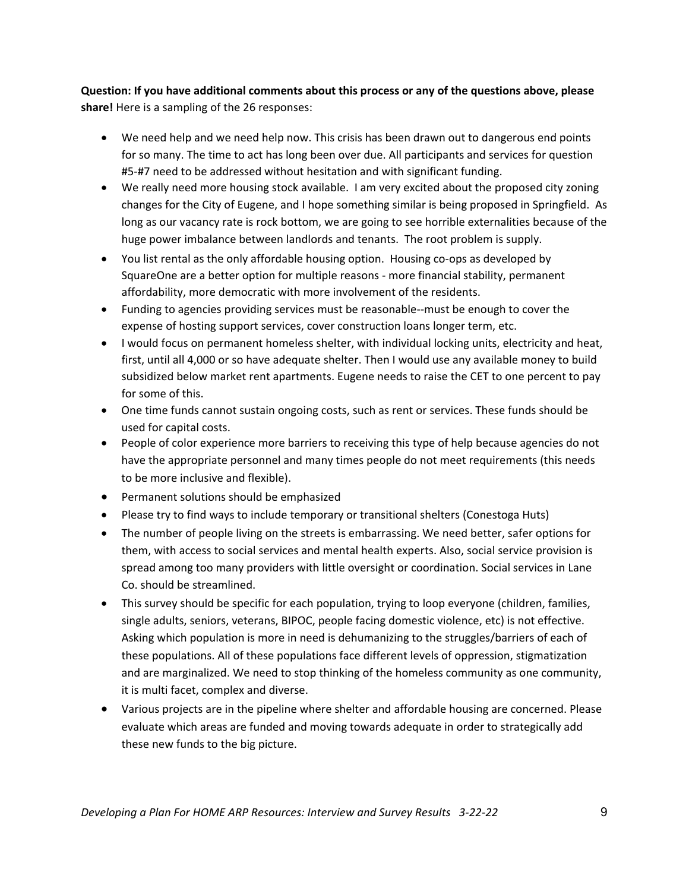**Question: If you have additional comments about this process or any of the questions above, please share!** Here is a sampling of the 26 responses:

- We need help and we need help now. This crisis has been drawn out to dangerous end points for so many. The time to act has long been over due. All participants and services for question #5-#7 need to be addressed without hesitation and with significant funding.
- We really need more housing stock available. I am very excited about the proposed city zoning changes for the City of Eugene, and I hope something similar is being proposed in Springfield. As long as our vacancy rate is rock bottom, we are going to see horrible externalities because of the huge power imbalance between landlords and tenants. The root problem is supply.
- You list rental as the only affordable housing option. Housing co-ops as developed by SquareOne are a better option for multiple reasons - more financial stability, permanent affordability, more democratic with more involvement of the residents.
- Funding to agencies providing services must be reasonable--must be enough to cover the expense of hosting support services, cover construction loans longer term, etc.
- I would focus on permanent homeless shelter, with individual locking units, electricity and heat, first, until all 4,000 or so have adequate shelter. Then I would use any available money to build subsidized below market rent apartments. Eugene needs to raise the CET to one percent to pay for some of this.
- One time funds cannot sustain ongoing costs, such as rent or services. These funds should be used for capital costs.
- People of color experience more barriers to receiving this type of help because agencies do not have the appropriate personnel and many times people do not meet requirements (this needs to be more inclusive and flexible).
- Permanent solutions should be emphasized
- Please try to find ways to include temporary or transitional shelters (Conestoga Huts)
- The number of people living on the streets is embarrassing. We need better, safer options for them, with access to social services and mental health experts. Also, social service provision is spread among too many providers with little oversight or coordination. Social services in Lane Co. should be streamlined.
- This survey should be specific for each population, trying to loop everyone (children, families, single adults, seniors, veterans, BIPOC, people facing domestic violence, etc) is not effective. Asking which population is more in need is dehumanizing to the struggles/barriers of each of these populations. All of these populations face different levels of oppression, stigmatization and are marginalized. We need to stop thinking of the homeless community as one community, it is multi facet, complex and diverse.
- Various projects are in the pipeline where shelter and affordable housing are concerned. Please evaluate which areas are funded and moving towards adequate in order to strategically add these new funds to the big picture.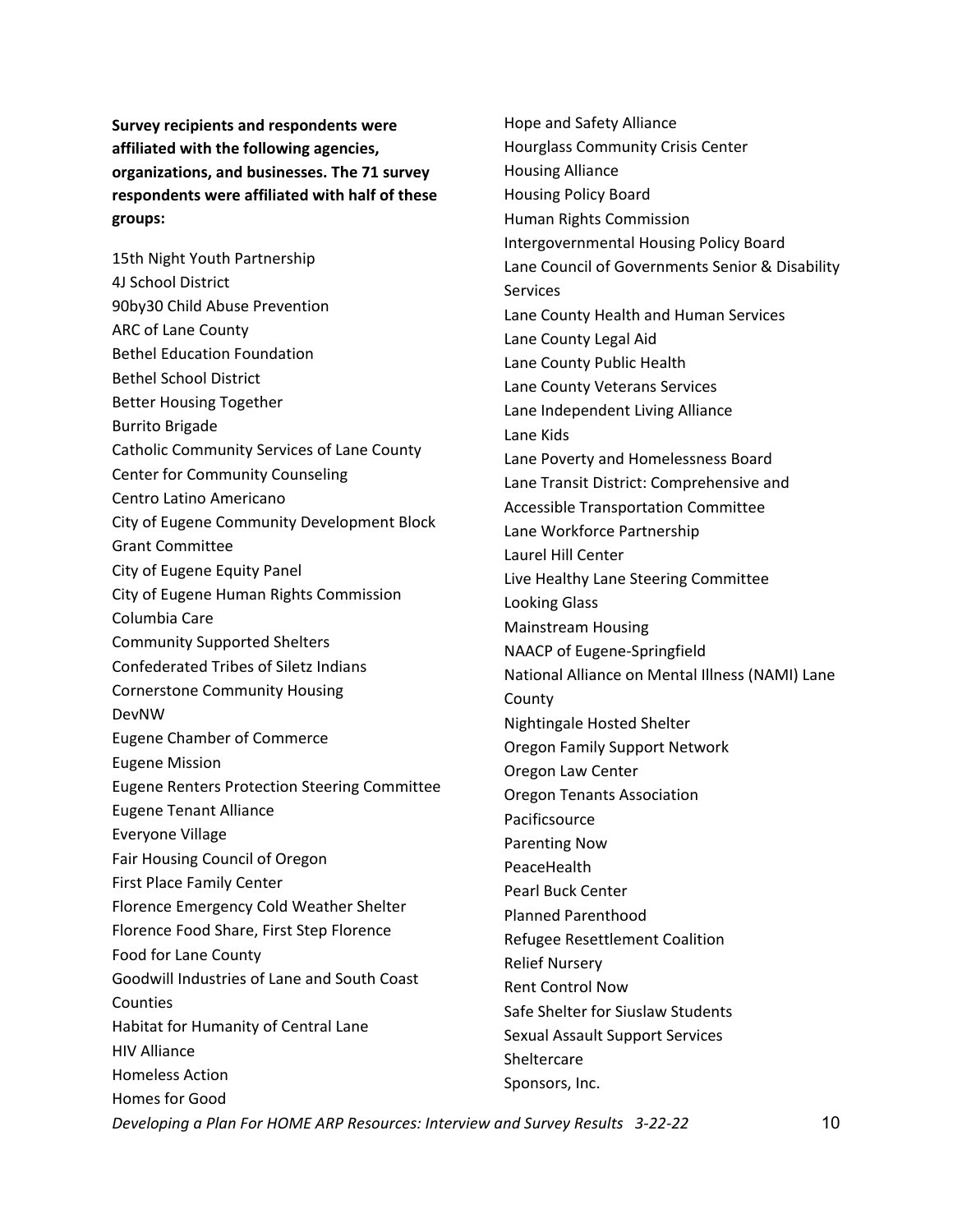**Survey recipients and respondents were affiliated with the following agencies, organizations, and businesses. The 71 survey respondents were affiliated with half of these groups:**

15th Night Youth Partnership
4J School District
90by30 Child Abuse Prevention
ARC of Lane County
Bethel Education Foundation
Bethel School District
Better Housing Together
Burrito Brigade
Catholic Community Services of Lane County
Center for Community Counseling
Centro Latino Americano
City of Eugene Community Development Block Grant Committee
City of Eugene Equity Panel
City of Eugene Human Rights Commission
Columbia Care
Community Supported Shelters
Confederated Tribes of Siletz Indians
Cornerstone Community Housing
DevNW
Eugene Chamber of Commerce
Eugene Mission
Eugene Renters Protection Steering Committee
Eugene Tenant Alliance
Everyone Village
Fair Housing Council of Oregon
First Place Family Center
Florence Emergency Cold Weather Shelter
Florence Food Share, First Step Florence
Food for Lane County
Goodwill Industries of Lane and South Coast Counties
Habitat for Humanity of Central Lane
HIV Alliance
Homeless Action
Homes for Good
Hope and Safety Alliance
Hourglass Community Crisis Center
Housing Alliance
Housing Policy Board
Human Rights Commission
Intergovernmental Housing Policy Board
Lane Council of Governments Senior & Disability Services
Lane County Health and Human Services
Lane County Legal Aid
Lane County Public Health
Lane County Veterans Services
Lane Independent Living Alliance
Lane Kids
Lane Poverty and Homelessness Board
Lane Transit District: Comprehensive and Accessible Transportation Committee
Lane Workforce Partnership
Laurel Hill Center
Live Healthy Lane Steering Committee
Looking Glass
Mainstream Housing
NAACP of Eugene-Springfield
National Alliance on Mental Illness (NAMI) Lane County
Nightingale Hosted Shelter
Oregon Family Support Network
Oregon Law Center
Oregon Tenants Association
Pacificsource
Parenting Now
PeaceHealth
Pearl Buck Center
Planned Parenthood
Refugee Resettlement Coalition
Relief Nursery
Rent Control Now
Safe Shelter for Siuslaw Students
Sexual Assault Support Services
Sheltercare
Sponsors, Inc.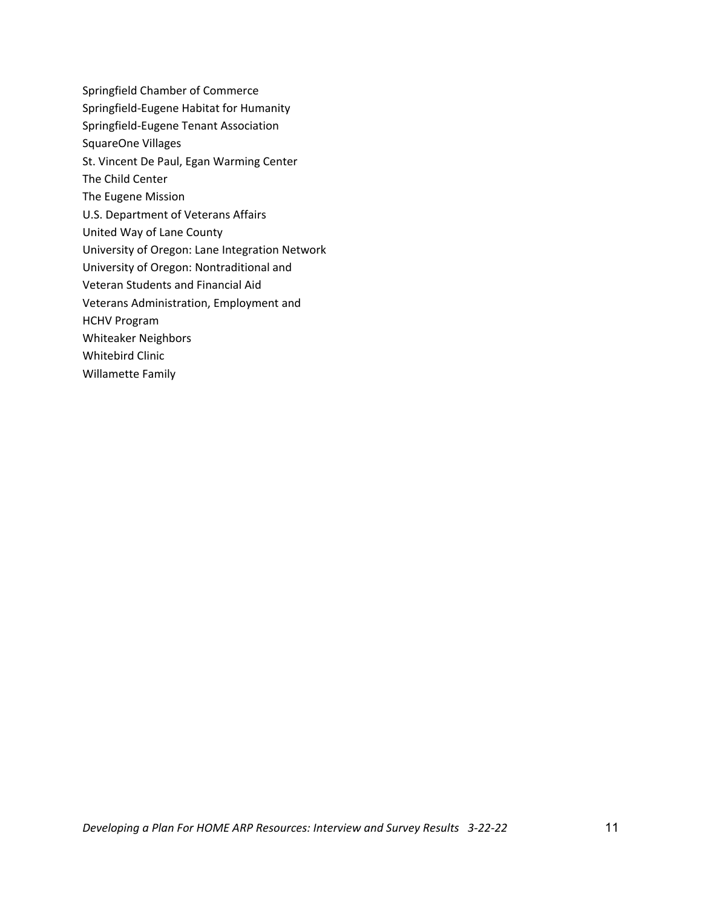Springfield Chamber of Commerce
Springfield-Eugene Habitat for Humanity
Springfield-Eugene Tenant Association
SquareOne Villages
St. Vincent De Paul, Egan Warming Center
The Child Center
The Eugene Mission
U.S. Department of Veterans Affairs
United Way of Lane County
University of Oregon: Lane Integration Network
University of Oregon: Nontraditional and
Veteran Students and Financial Aid
Veterans Administration, Employment and
HCHV Program
Whiteaker Neighbors
Whitebird Clinic
Willamette Family